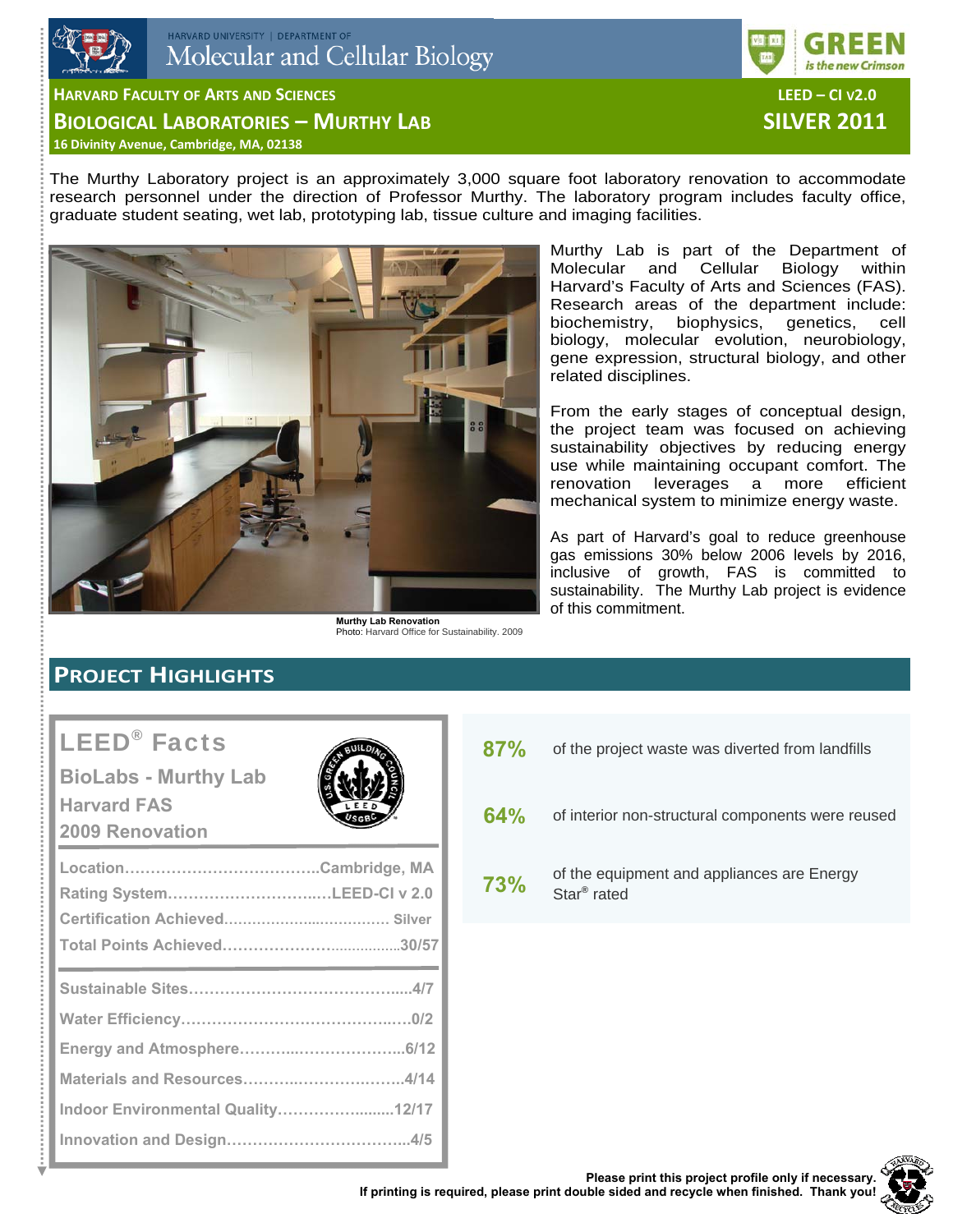HARVARD UNIVERSITY | DEPARTMENT OF

Molecular and Cellular Biology

GREEN *is the new Crimson*

# HARVARD FACULTY OF ARTS AND SCIENCES

## BIOLOGICAL LABORATORIES – MURTHY LAB

**16 Divinity Avenue, Cambridge, MA, 02138**

**LEED – CI v2.0**

**SILVER 2011**

The Murthy Laboratory project is an approximately 3,000 square foot laboratory renovation to accommodate research personnel under the direction of Professor Murthy. The laboratory program includes faculty office, graduate student seating, wet lab, prototyping lab, tissue culture and imaging facilities.

**Murthy Lab Renovation**
Photo: Harvard Office for Sustainability. 2009

Murthy Lab is part of the Department of Molecular and Cellular Biology within Harvard's Faculty of Arts and Sciences (FAS). Research areas of the department include: biochemistry, biophysics, genetics, cell biology, molecular evolution, neurobiology, gene expression, structural biology, and other related disciplines.

From the early stages of conceptual design, the project team was focused on achieving sustainability objectives by reducing energy use while maintaining occupant comfort. The renovation leverages a more efficient mechanical system to minimize energy waste.

As part of Harvard's goal to reduce greenhouse gas emissions 30% below 2006 levels by 2016, inclusive of growth, FAS is committed to sustainability. The Murthy Lab project is evidence of this commitment.

## PROJECT HIGHLIGHTS

### LEED® Facts

**BioLabs - Murthy Lab**
**Harvard FAS**
**2009 Renovation**

| | |
|---|---|
| Location | Cambridge, MA |
| Rating System | LEED-CI v 2.0 |
| Certification Achieved | Silver |
| Total Points Achieved | 30/57 |
| Sustainable Sites | 4/7 |
| Water Efficiency | 0/2 |
| Energy and Atmosphere | 6/12 |
| Materials and Resources | 4/14 |
| Indoor Environmental Quality | 12/17 |
| Innovation and Design | 4/5 |

**87%** of the project waste was diverted from landfills

**64%** of interior non-structural components were reused

**73%** of the equipment and appliances are Energy Star® rated

**Please print this project profile only if necessary.**
**If printing is required, please print double sided and recycle when finished. Thank you!**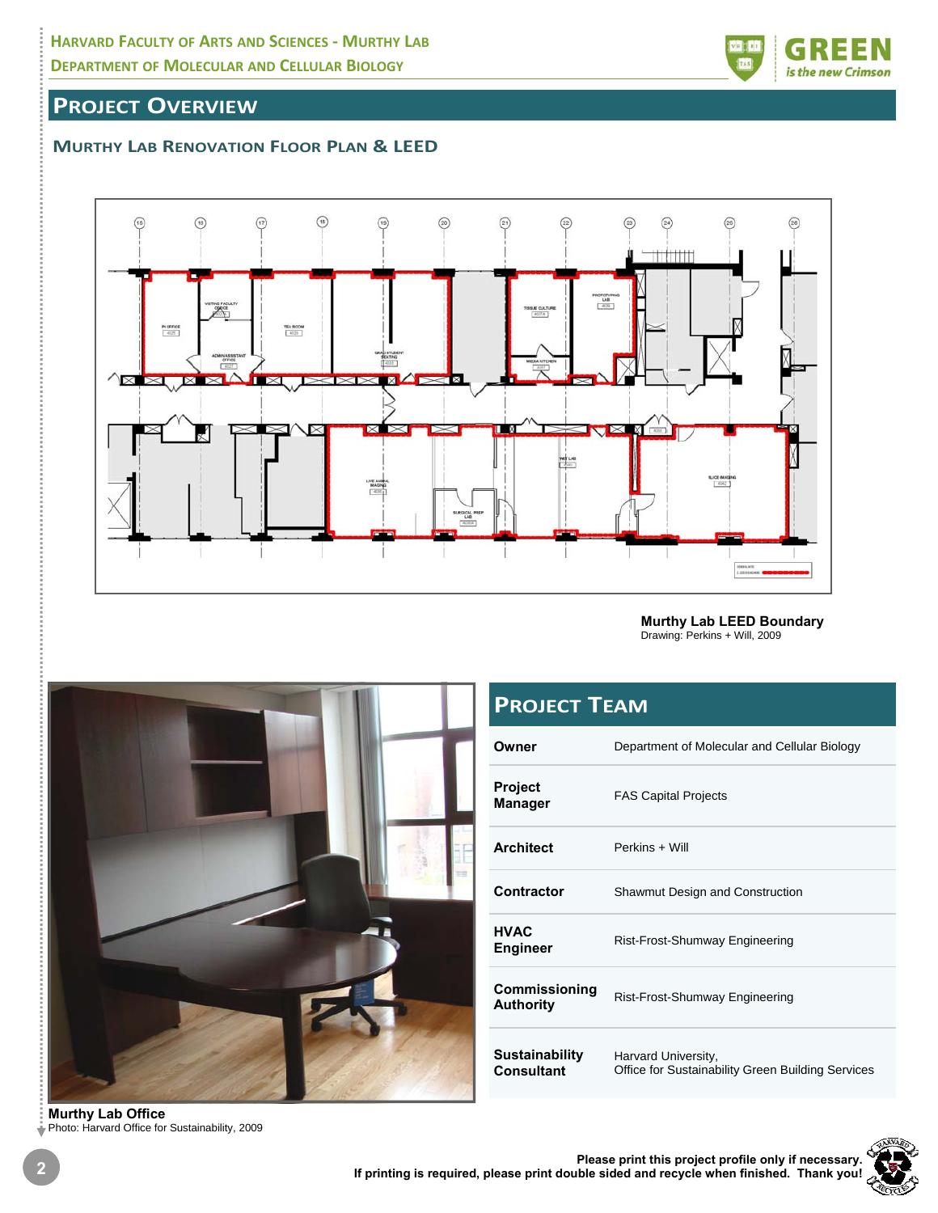## Project Overview

### Murthy Lab Renovation Floor Plan & LEED

**Murthy Lab LEED Boundary**
Drawing: Perkins + Will, 2009

**Murthy Lab Office**
Photo: Harvard Office for Sustainability, 2009

## Project Team

| | |
|---|---|
| **Owner** | Department of Molecular and Cellular Biology |
| **Project Manager** | FAS Capital Projects |
| **Architect** | Perkins + Will |
| **Contractor** | Shawmut Design and Construction |
| **HVAC Engineer** | Rist-Frost-Shumway Engineering |
| **Commissioning Authority** | Rist-Frost-Shumway Engineering |
| **Sustainability Consultant** | Harvard University, Office for Sustainability Green Building Services |

**Please print this project profile only if necessary. If printing is required, please print double sided and recycle when finished. Thank you!**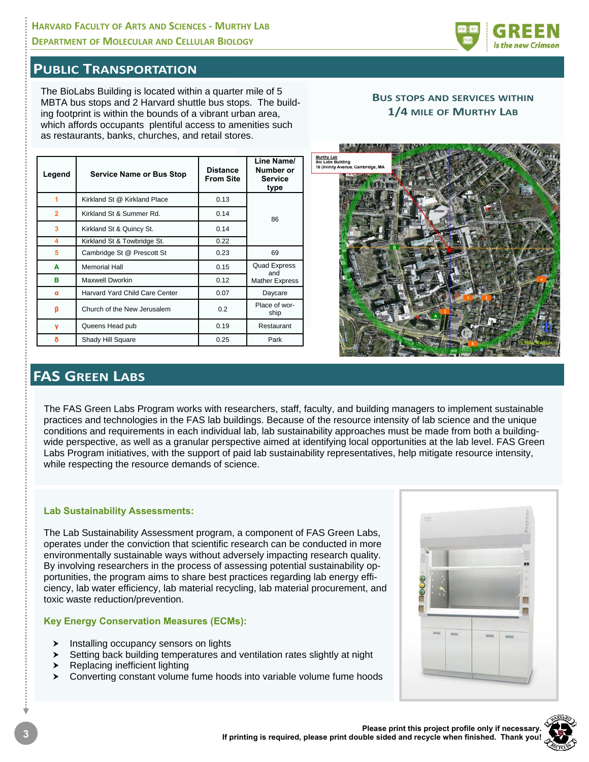## Public Transportation

The BioLabs Building is located within a quarter mile of 5 MBTA bus stops and 2 Harvard shuttle bus stops. The building footprint is within the bounds of a vibrant urban area, which affords occupants plentiful access to amenities such as restaurants, banks, churches, and retail stores.

### Bus stops and services within 1/4 mile of Murthy Lab

| Legend | Service Name or Bus Stop | Distance From Site | Line Name/ Number or Service type |
|---|---|---|---|
| 1 | Kirkland St @ Kirkland Place | 0.13 | 86 |
| 2 | Kirkland St & Summer Rd. | 0.14 | |
| 3 | Kirkland St & Quincy St. | 0.14 | |
| 4 | Kirkland St & Towbridge St. | 0.22 | |
| 5 | Cambridge St @ Prescott St | 0.23 | 69 |
| A | Memorial Hall | 0.15 | Quad Express and Mather Express |
| B | Maxwell Dworkin | 0.12 | |
| α | Harvard Yard Child Care Center | 0.07 | Daycare |
| β | Church of the New Jerusalem | 0.2 | Place of worship |
| γ | Queens Head pub | 0.19 | Restaurant |
| δ | Shady Hill Square | 0.25 | Park |

Murthy Lab
Bio Labs Building
16 Divinity Avenue, Cambridge, MA

## FAS Green Labs

The FAS Green Labs Program works with researchers, staff, faculty, and building managers to implement sustainable practices and technologies in the FAS lab buildings. Because of the resource intensity of lab science and the unique conditions and requirements in each individual lab, lab sustainability approaches must be made from both a building-wide perspective, as well as a granular perspective aimed at identifying local opportunities at the lab level. FAS Green Labs Program initiatives, with the support of paid lab sustainability representatives, help mitigate resource intensity, while respecting the resource demands of science.

### Lab Sustainability Assessments:

The Lab Sustainability Assessment program, a component of FAS Green Labs, operates under the conviction that scientific research can be conducted in more environmentally sustainable ways without adversely impacting research quality. By involving researchers in the process of assessing potential sustainability opportunities, the program aims to share best practices regarding lab energy efficiency, lab water efficiency, lab material recycling, lab material procurement, and toxic waste reduction/prevention.

### Key Energy Conservation Measures (ECMs):

- Installing occupancy sensors on lights
- Setting back building temperatures and ventilation rates slightly at night
- Replacing inefficient lighting
- Converting constant volume fume hoods into variable volume fume hoods

**Please print this project profile only if necessary. If printing is required, please print double sided and recycle when finished. Thank you!**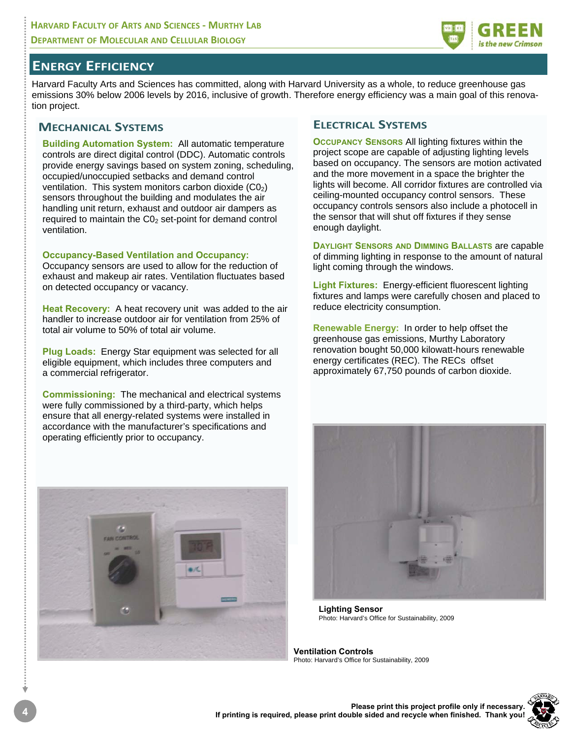## ENERGY EFFICIENCY

Harvard Faculty Arts and Sciences has committed, along with Harvard University as a whole, to reduce greenhouse gas emissions 30% below 2006 levels by 2016, inclusive of growth. Therefore energy efficiency was a main goal of this renovation project.

### MECHANICAL SYSTEMS

**Building Automation System:** All automatic temperature controls are direct digital control (DDC). Automatic controls provide energy savings based on system zoning, scheduling, occupied/unoccupied setbacks and demand control ventilation. This system monitors carbon dioxide ($C0_2$) sensors throughout the building and modulates the air handling unit return, exhaust and outdoor air dampers as required to maintain the $C0_2$ set-point for demand control ventilation.

**Occupancy-Based Ventilation and Occupancy:** Occupancy sensors are used to allow for the reduction of exhaust and makeup air rates. Ventilation fluctuates based on detected occupancy or vacancy.

**Heat Recovery:** A heat recovery unit was added to the air handler to increase outdoor air for ventilation from 25% of total air volume to 50% of total air volume.

**Plug Loads:** Energy Star equipment was selected for all eligible equipment, which includes three computers and a commercial refrigerator.

**Commissioning:** The mechanical and electrical systems were fully commissioned by a third-party, which helps ensure that all energy-related systems were installed in accordance with the manufacturer's specifications and operating efficiently prior to occupancy.

**Ventilation Controls**
Photo: Harvard's Office for Sustainability, 2009

### ELECTRICAL SYSTEMS

**OCCUPANCY SENSORS** All lighting fixtures within the project scope are capable of adjusting lighting levels based on occupancy. The sensors are motion activated and the more movement in a space the brighter the lights will become. All corridor fixtures are controlled via ceiling-mounted occupancy control sensors. These occupancy controls sensors also include a photocell in the sensor that will shut off fixtures if they sense enough daylight.

**DAYLIGHT SENSORS AND DIMMING BALLASTS** are capable of dimming lighting in response to the amount of natural light coming through the windows.

**Light Fixtures:** Energy-efficient fluorescent lighting fixtures and lamps were carefully chosen and placed to reduce electricity consumption.

**Renewable Energy:** In order to help offset the greenhouse gas emissions, Murthy Laboratory renovation bought 50,000 kilowatt-hours renewable energy certificates (REC). The RECs offset approximately 67,750 pounds of carbon dioxide.

**Lighting Sensor**
Photo: Harvard's Office for Sustainability, 2009

**Please print this project profile only if necessary.**
**If printing is required, please print double sided and recycle when finished. Thank you!**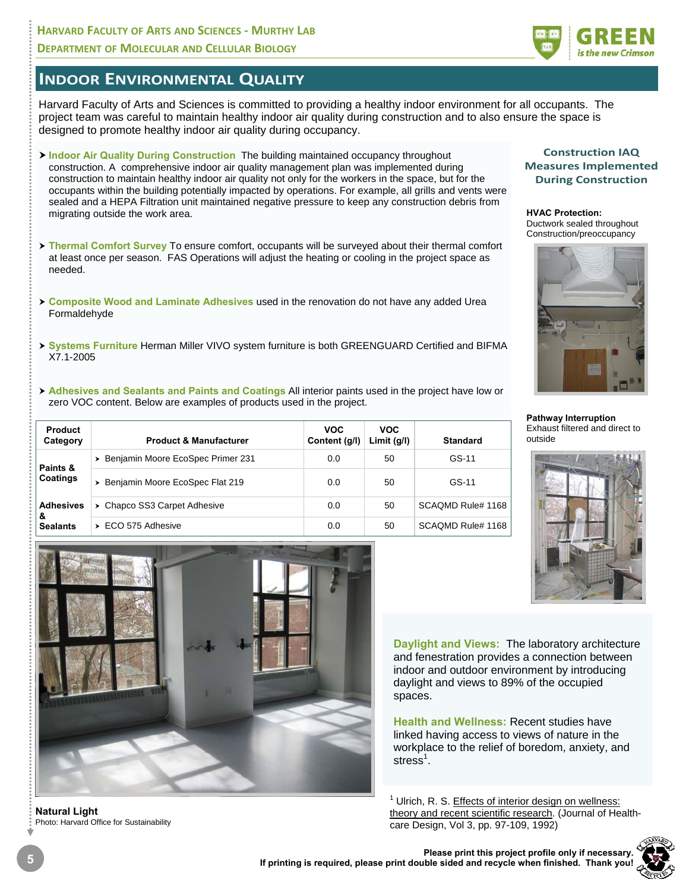# Indoor Environmental Quality

Harvard Faculty of Arts and Sciences is committed to providing a healthy indoor environment for all occupants. The project team was careful to maintain healthy indoor air quality during construction and to also ensure the space is designed to promote healthy indoor air quality during occupancy.

- **Indoor Air Quality During Construction** The building maintained occupancy throughout construction. A comprehensive indoor air quality management plan was implemented during construction to maintain healthy indoor air quality not only for the workers in the space, but for the occupants within the building potentially impacted by operations. For example, all grills and vents were sealed and a HEPA Filtration unit maintained negative pressure to keep any construction debris from migrating outside the work area.

- **Thermal Comfort Survey** To ensure comfort, occupants will be surveyed about their thermal comfort at least once per season. FAS Operations will adjust the heating or cooling in the project space as needed.

- **Composite Wood and Laminate Adhesives** used in the renovation do not have any added Urea Formaldehyde

- **Systems Furniture** Herman Miller VIVO system furniture is both GREENGUARD Certified and BIFMA X7.1-2005

- **Adhesives and Sealants and Paints and Coatings** All interior paints used in the project have low or zero VOC content. Below are examples of products used in the project.

| Product Category | Product & Manufacturer | VOC Content (g/l) | VOC Limit (g/l) | Standard |
|---|---|---|---|---|
| Paints & Coatings | Benjamin Moore EcoSpec Primer 231 | 0.0 | 50 | GS-11 |
| | Benjamin Moore EcoSpec Flat 219 | 0.0 | 50 | GS-11 |
| Adhesives & Sealants | Chapco SS3 Carpet Adhesive | 0.0 | 50 | SCAQMD Rule# 1168 |
| | ECO 575 Adhesive | 0.0 | 50 | SCAQMD Rule# 1168 |

### Construction IAQ Measures Implemented During Construction

**HVAC Protection:**
Ductwork sealed throughout Construction/preoccupancy

**Pathway Interruption**
Exhaust filtered and direct to outside

**Natural Light**
Photo: Harvard Office for Sustainability

**Daylight and Views:** The laboratory architecture and fenestration provides a connection between indoor and outdoor environment by introducing daylight and views to 89% of the occupied spaces.

**Health and Wellness:** Recent studies have linked having access to views of nature in the workplace to the relief of boredom, anxiety, and stress[1].

[1] Ulrich, R. S. Effects of interior design on wellness: theory and recent scientific research. (Journal of Health-care Design, Vol 3, pp. 97-109, 1992)

**Please print this project profile only if necessary. If printing is required, please print double sided and recycle when finished. Thank you!**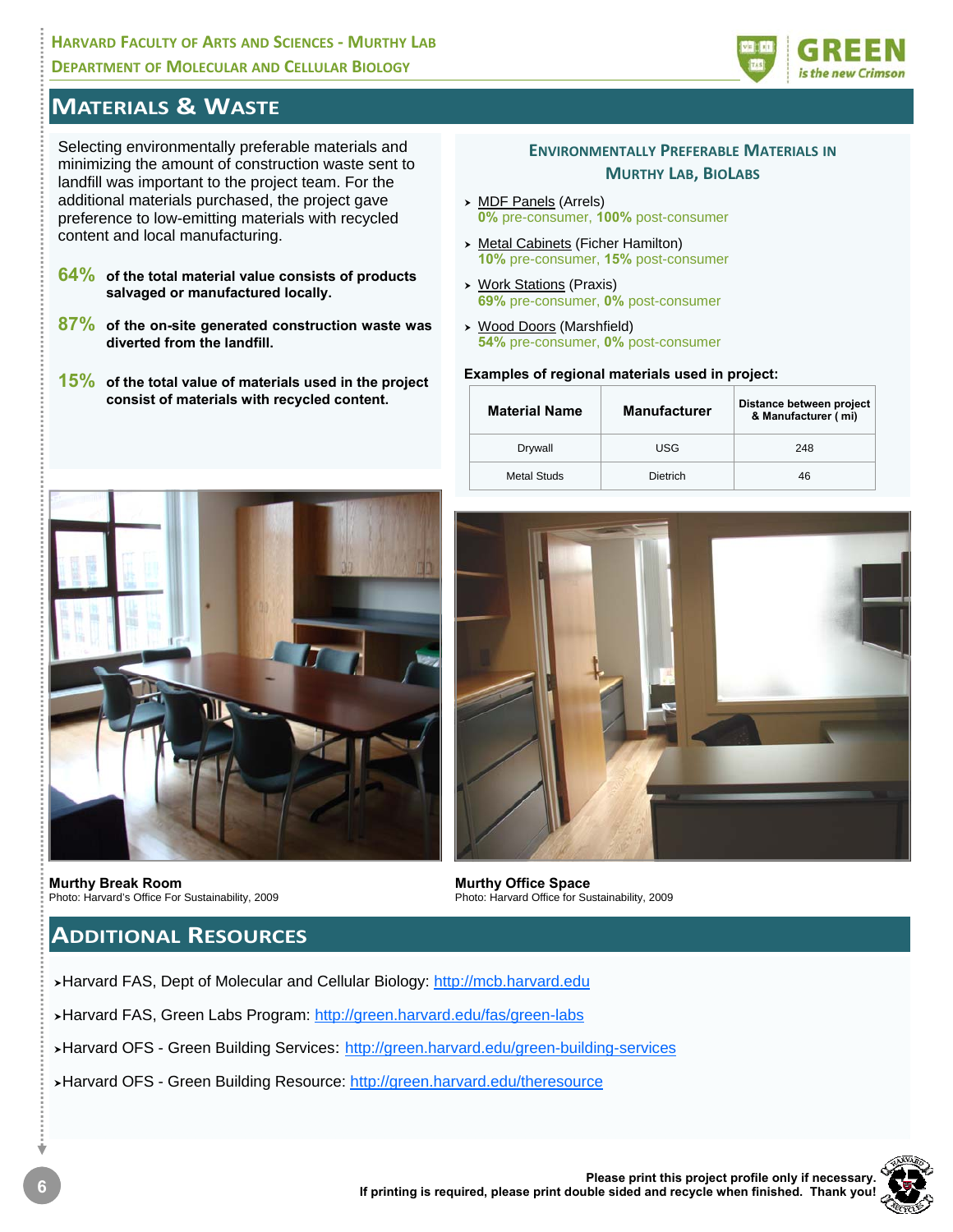## Materials & Waste

Selecting environmentally preferable materials and minimizing the amount of construction waste sent to landfill was important to the project team. For the additional materials purchased, the project gave preference to low-emitting materials with recycled content and local manufacturing.

**64%** **of the total material value consists of products salvaged or manufactured locally.**

**87%** **of the on-site generated construction waste was diverted from the landfill.**

**15%** **of the total value of materials used in the project consist of materials with recycled content.**

### Environmentally Preferable Materials in Murthy Lab, BioLabs

- MDF Panels (Arrels)
  **0%** pre-consumer, **100%** post-consumer
- Metal Cabinets (Ficher Hamilton)
  **10%** pre-consumer, **15%** post-consumer
- Work Stations (Praxis)
  **69%** pre-consumer, **0%** post-consumer
- Wood Doors (Marshfield)
  **54%** pre-consumer, **0%** post-consumer

**Examples of regional materials used in project:**

| Material Name | Manufacturer | Distance between project & Manufacturer ( mi) |
|---|---|---|
| Drywall | USG | 248 |
| Metal Studs | Dietrich | 46 |

**Murthy Break Room**
Photo: Harvard's Office For Sustainability, 2009

**Murthy Office Space**
Photo: Harvard Office for Sustainability, 2009

## Additional Resources

- Harvard FAS, Dept of Molecular and Cellular Biology: http://mcb.harvard.edu
- Harvard FAS, Green Labs Program: http://green.harvard.edu/fas/green-labs
- Harvard OFS - Green Building Services: http://green.harvard.edu/green-building-services
- Harvard OFS - Green Building Resource: http://green.harvard.edu/theresource

**Please print this project profile only if necessary.**
**If printing is required, please print double sided and recycle when finished. Thank you!**